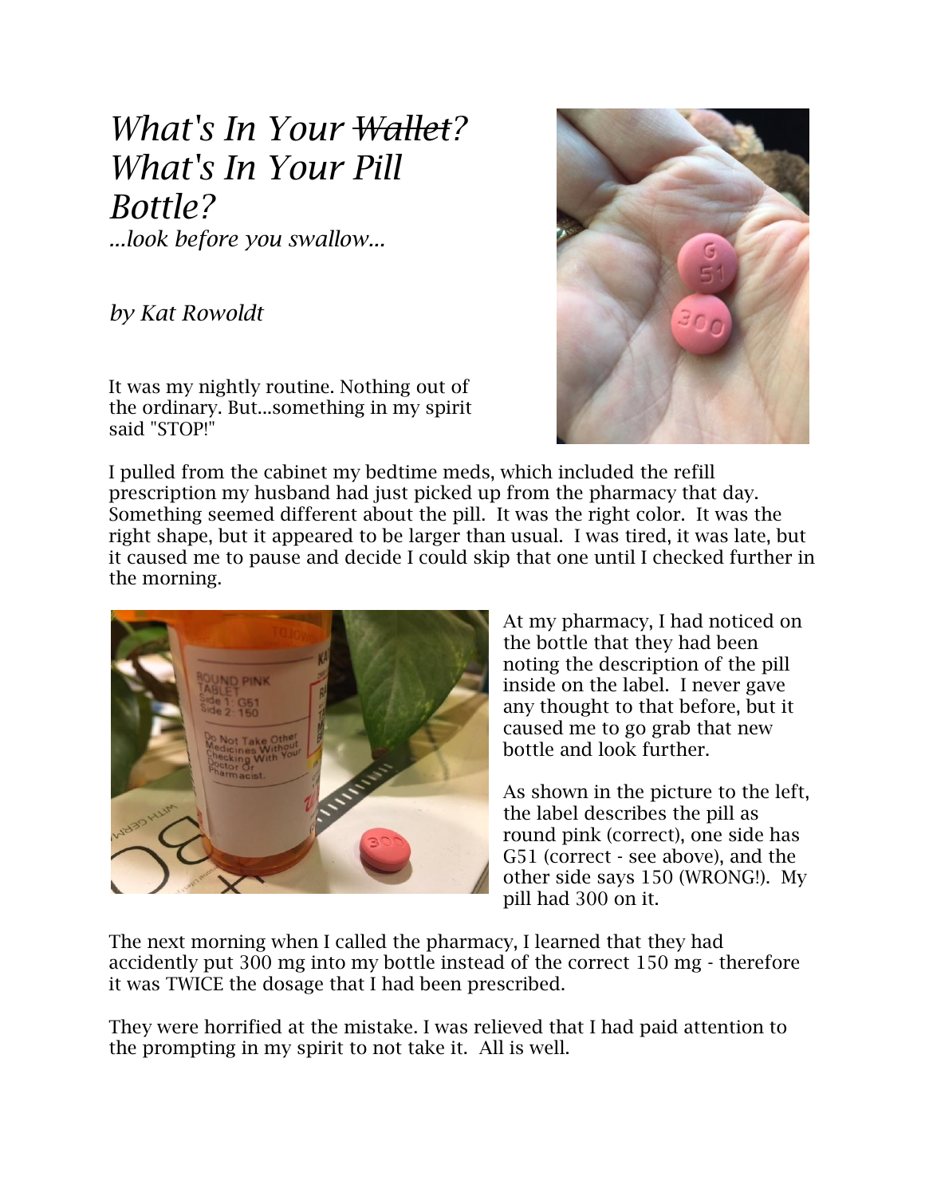# *What's In Your ~~Wallet~~? What's In Your Pill Bottle?*

*...look before you swallow...*

*by Kat Rowoldt*

It was my nightly routine. Nothing out of the ordinary. But...something in my spirit said "STOP!"

I pulled from the cabinet my bedtime meds, which included the refill prescription my husband had just picked up from the pharmacy that day. Something seemed different about the pill. It was the right color. It was the right shape, but it appeared to be larger than usual. I was tired, it was late, but it caused me to pause and decide I could skip that one until I checked further in the morning.

At my pharmacy, I had noticed on the bottle that they had been noting the description of the pill inside on the label. I never gave any thought to that before, but it caused me to go grab that new bottle and look further.

As shown in the picture to the left, the label describes the pill as round pink (correct), one side has G51 (correct - see above), and the other side says 150 (WRONG!). My pill had 300 on it.

The next morning when I called the pharmacy, I learned that they had accidently put 300 mg into my bottle instead of the correct 150 mg - therefore it was TWICE the dosage that I had been prescribed.

They were horrified at the mistake. I was relieved that I had paid attention to the prompting in my spirit to not take it. All is well.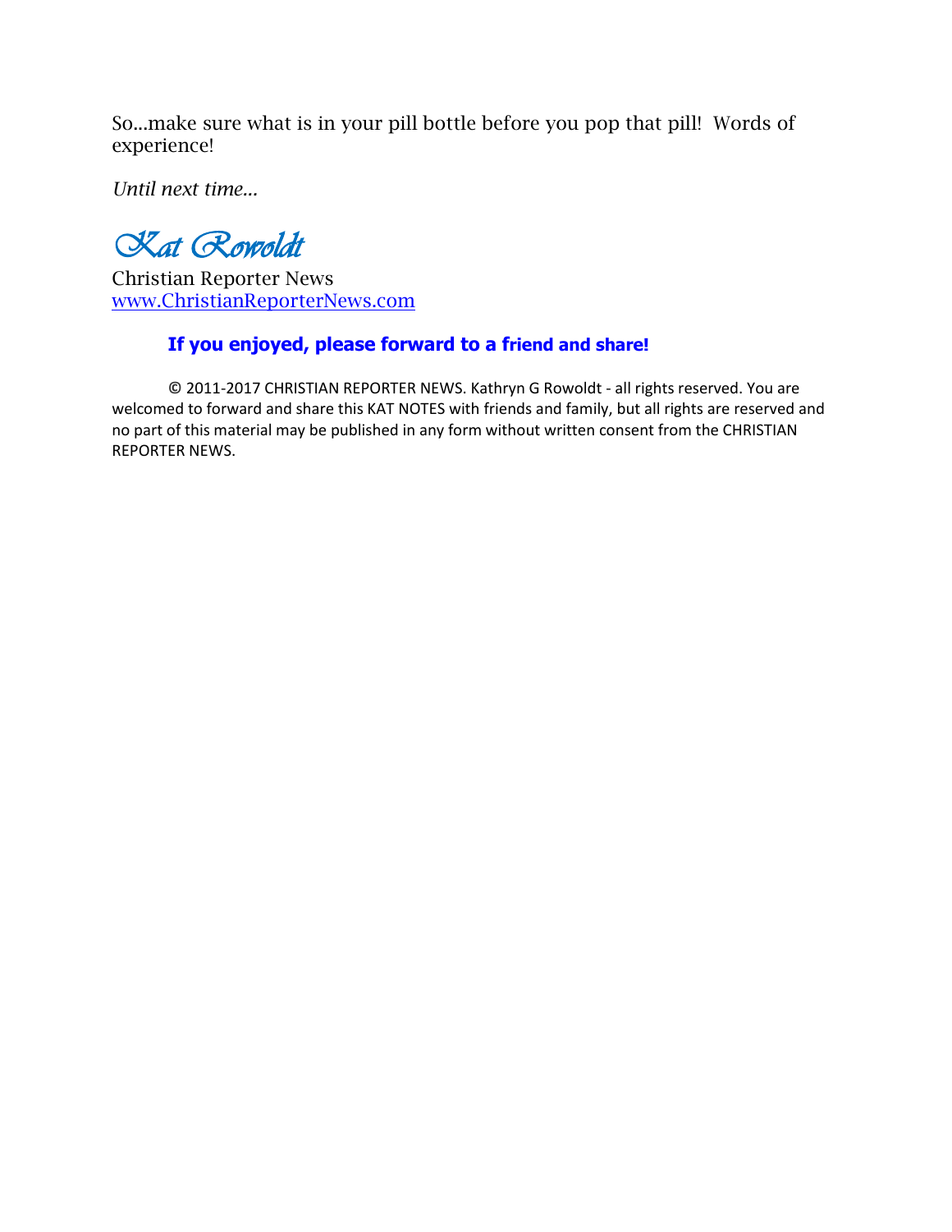So...make sure what is in your pill bottle before you pop that pill!  Words of experience!

*Until next time...*

*Kat Rowoldt*

Christian Reporter News
www.ChristianReporterNews.com

**If you enjoyed, please forward to a friend and share!**

© 2011-2017 CHRISTIAN REPORTER NEWS. Kathryn G Rowoldt - all rights reserved. You are welcomed to forward and share this KAT NOTES with friends and family, but all rights are reserved and no part of this material may be published in any form without written consent from the CHRISTIAN REPORTER NEWS.